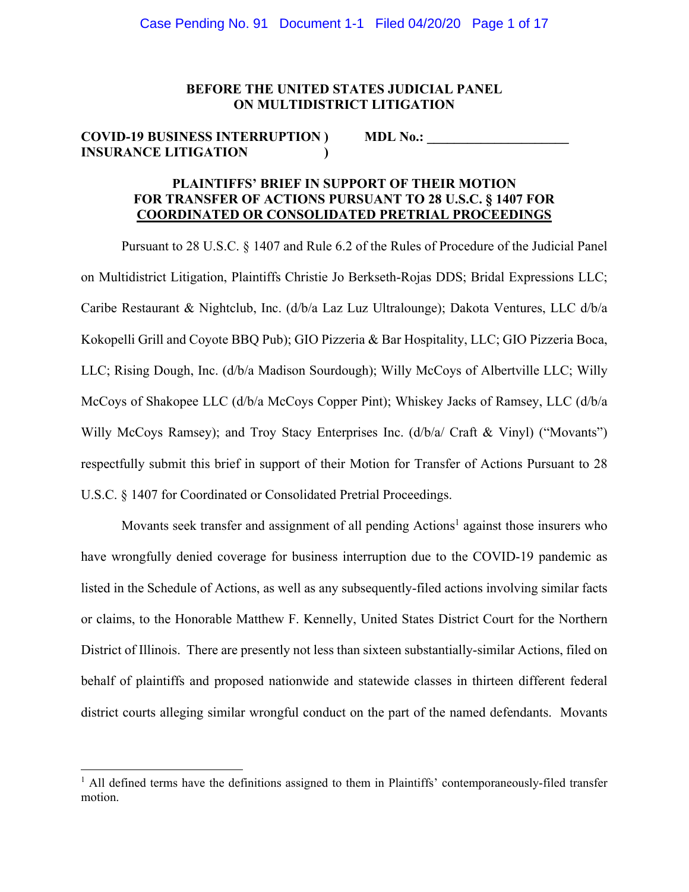**BEFORE THE UNITED STATES JUDICIAL PANEL ON MULTIDISTRICT LITIGATION**

**COVID-19 BUSINESS INTERRUPTION ) INSURANCE LITIGATION )** **MDL No.: \_\_\_\_\_\_\_\_\_\_\_\_\_\_\_\_\_\_\_\_**

## PLAINTIFFS' BRIEF IN SUPPORT OF THEIR MOTION FOR TRANSFER OF ACTIONS PURSUANT TO 28 U.S.C. § 1407 FOR COORDINATED OR CONSOLIDATED PRETRIAL PROCEEDINGS

Pursuant to 28 U.S.C. § 1407 and Rule 6.2 of the Rules of Procedure of the Judicial Panel on Multidistrict Litigation, Plaintiffs Christie Jo Berkseth-Rojas DDS; Bridal Expressions LLC; Caribe Restaurant & Nightclub, Inc. (d/b/a Laz Luz Ultralounge); Dakota Ventures, LLC d/b/a Kokopelli Grill and Coyote BBQ Pub); GIO Pizzeria & Bar Hospitality, LLC; GIO Pizzeria Boca, LLC; Rising Dough, Inc. (d/b/a Madison Sourdough); Willy McCoys of Albertville LLC; Willy McCoys of Shakopee LLC (d/b/a McCoys Copper Pint); Whiskey Jacks of Ramsey, LLC (d/b/a Willy McCoys Ramsey); and Troy Stacy Enterprises Inc. (d/b/a/ Craft & Vinyl) ("Movants") respectfully submit this brief in support of their Motion for Transfer of Actions Pursuant to 28 U.S.C. § 1407 for Coordinated or Consolidated Pretrial Proceedings.

Movants seek transfer and assignment of all pending Actions[1] against those insurers who have wrongfully denied coverage for business interruption due to the COVID-19 pandemic as listed in the Schedule of Actions, as well as any subsequently-filed actions involving similar facts or claims, to the Honorable Matthew F. Kennelly, United States District Court for the Northern District of Illinois. There are presently not less than sixteen substantially-similar Actions, filed on behalf of plaintiffs and proposed nationwide and statewide classes in thirteen different federal district courts alleging similar wrongful conduct on the part of the named defendants. Movants

[1] All defined terms have the definitions assigned to them in Plaintiffs' contemporaneously-filed transfer motion.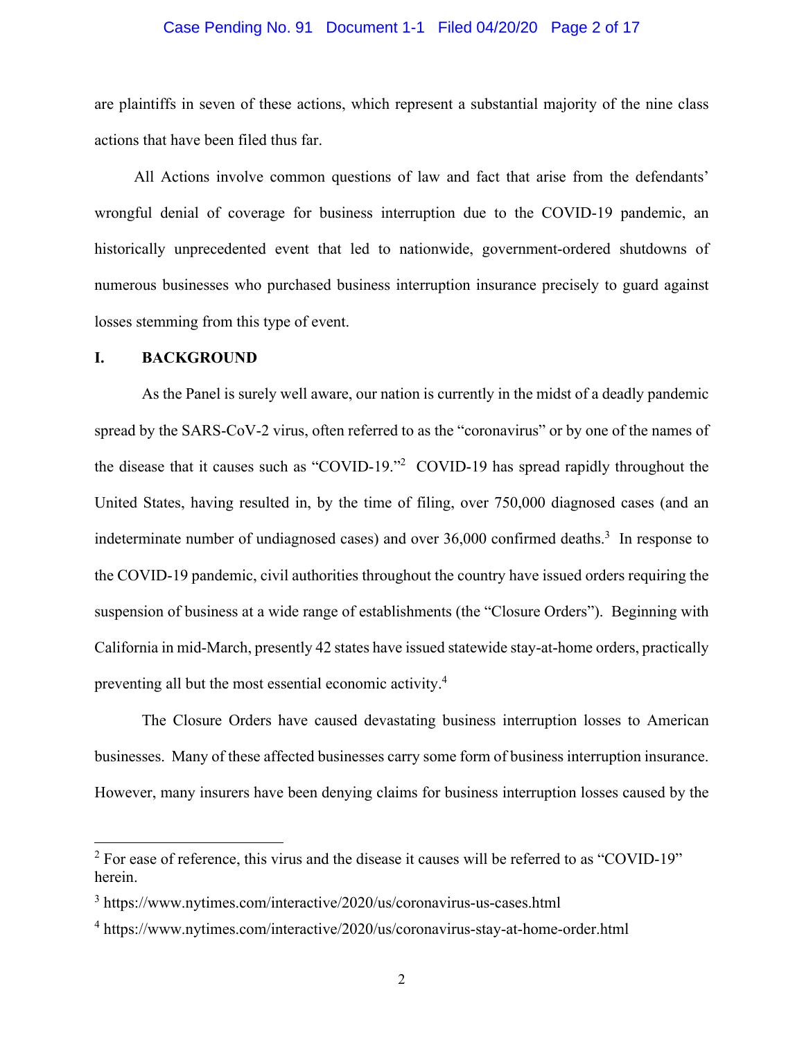are plaintiffs in seven of these actions, which represent a substantial majority of the nine class actions that have been filed thus far.

All Actions involve common questions of law and fact that arise from the defendants' wrongful denial of coverage for business interruption due to the COVID-19 pandemic, an historically unprecedented event that led to nationwide, government-ordered shutdowns of numerous businesses who purchased business interruption insurance precisely to guard against losses stemming from this type of event.

## I. BACKGROUND

As the Panel is surely well aware, our nation is currently in the midst of a deadly pandemic spread by the SARS-CoV-2 virus, often referred to as the "coronavirus" or by one of the names of the disease that it causes such as "COVID-19."[2] COVID-19 has spread rapidly throughout the United States, having resulted in, by the time of filing, over 750,000 diagnosed cases (and an indeterminate number of undiagnosed cases) and over 36,000 confirmed deaths.[3] In response to the COVID-19 pandemic, civil authorities throughout the country have issued orders requiring the suspension of business at a wide range of establishments (the "Closure Orders"). Beginning with California in mid-March, presently 42 states have issued statewide stay-at-home orders, practically preventing all but the most essential economic activity.[4]

The Closure Orders have caused devastating business interruption losses to American businesses. Many of these affected businesses carry some form of business interruption insurance. However, many insurers have been denying claims for business interruption losses caused by the

---

[2] For ease of reference, this virus and the disease it causes will be referred to as "COVID-19" herein.

[3] https://www.nytimes.com/interactive/2020/us/coronavirus-us-cases.html

[4] https://www.nytimes.com/interactive/2020/us/coronavirus-stay-at-home-order.html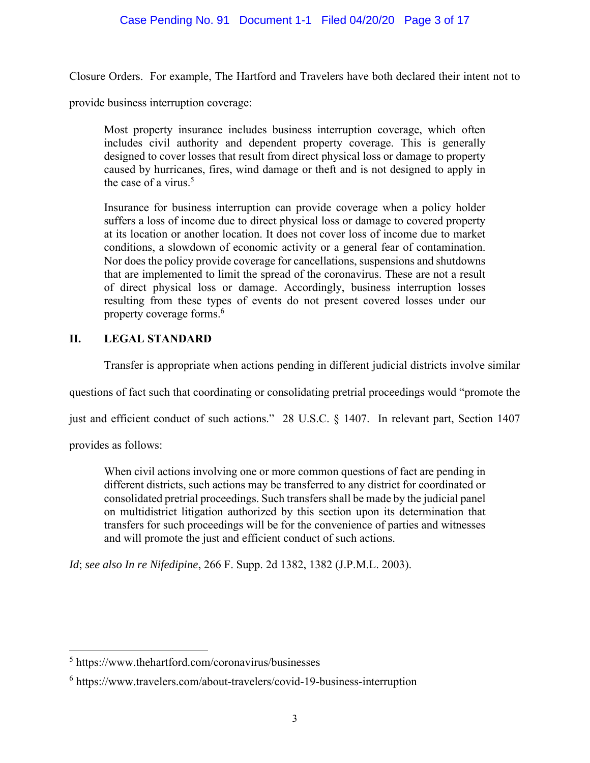Closure Orders. For example, The Hartford and Travelers have both declared their intent not to provide business interruption coverage:

> Most property insurance includes business interruption coverage, which often includes civil authority and dependent property coverage. This is generally designed to cover losses that result from direct physical loss or damage to property caused by hurricanes, fires, wind damage or theft and is not designed to apply in the case of a virus.[5]
>
> Insurance for business interruption can provide coverage when a policy holder suffers a loss of income due to direct physical loss or damage to covered property at its location or another location. It does not cover loss of income due to market conditions, a slowdown of economic activity or a general fear of contamination. Nor does the policy provide coverage for cancellations, suspensions and shutdowns that are implemented to limit the spread of the coronavirus. These are not a result of direct physical loss or damage. Accordingly, business interruption losses resulting from these types of events do not present covered losses under our property coverage forms.[6]

## II. LEGAL STANDARD

Transfer is appropriate when actions pending in different judicial districts involve similar questions of fact such that coordinating or consolidating pretrial proceedings would "promote the just and efficient conduct of such actions." 28 U.S.C. § 1407. In relevant part, Section 1407 provides as follows:

> When civil actions involving one or more common questions of fact are pending in different districts, such actions may be transferred to any district for coordinated or consolidated pretrial proceedings. Such transfers shall be made by the judicial panel on multidistrict litigation authorized by this section upon its determination that transfers for such proceedings will be for the convenience of parties and witnesses and will promote the just and efficient conduct of such actions.

*Id*; *see also In re Nifedipine*, 266 F. Supp. 2d 1382, 1382 (J.P.M.L. 2003).

---

[5] https://www.thehartford.com/coronavirus/businesses

[6] https://www.travelers.com/about-travelers/covid-19-business-interruption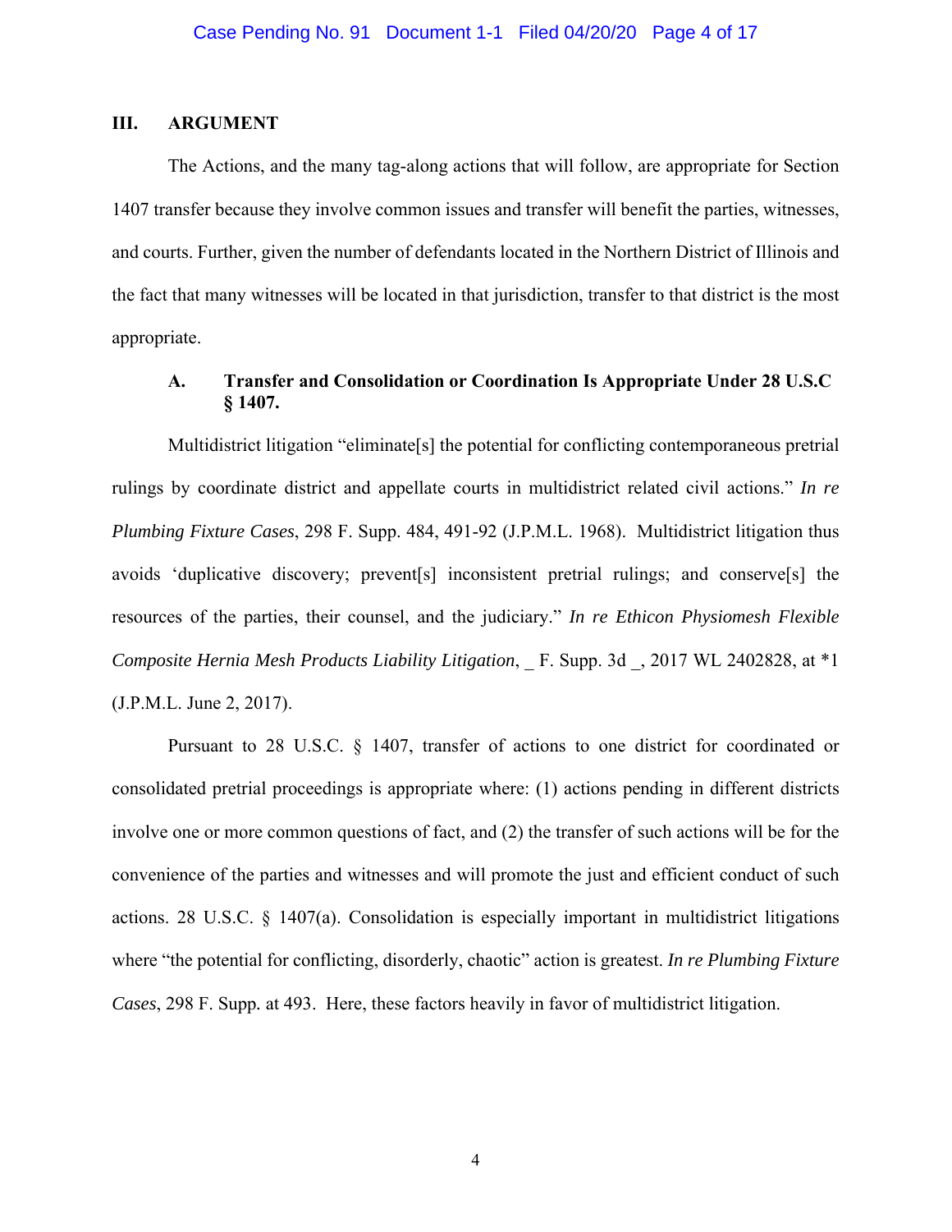## III. ARGUMENT

The Actions, and the many tag-along actions that will follow, are appropriate for Section 1407 transfer because they involve common issues and transfer will benefit the parties, witnesses, and courts. Further, given the number of defendants located in the Northern District of Illinois and the fact that many witnesses will be located in that jurisdiction, transfer to that district is the most appropriate.

### A. Transfer and Consolidation or Coordination Is Appropriate Under 28 U.S.C § 1407.

Multidistrict litigation "eliminate[s] the potential for conflicting contemporaneous pretrial rulings by coordinate district and appellate courts in multidistrict related civil actions." *In re Plumbing Fixture Cases*, 298 F. Supp. 484, 491-92 (J.P.M.L. 1968). Multidistrict litigation thus avoids 'duplicative discovery; prevent[s] inconsistent pretrial rulings; and conserve[s] the resources of the parties, their counsel, and the judiciary." *In re Ethicon Physiomesh Flexible Composite Hernia Mesh Products Liability Litigation*, _ F. Supp. 3d _, 2017 WL 2402828, at *1 (J.P.M.L. June 2, 2017).

Pursuant to 28 U.S.C. § 1407, transfer of actions to one district for coordinated or consolidated pretrial proceedings is appropriate where: (1) actions pending in different districts involve one or more common questions of fact, and (2) the transfer of such actions will be for the convenience of the parties and witnesses and will promote the just and efficient conduct of such actions. 28 U.S.C. § 1407(a). Consolidation is especially important in multidistrict litigations where "the potential for conflicting, disorderly, chaotic" action is greatest. *In re Plumbing Fixture Cases*, 298 F. Supp. at 493. Here, these factors heavily in favor of multidistrict litigation.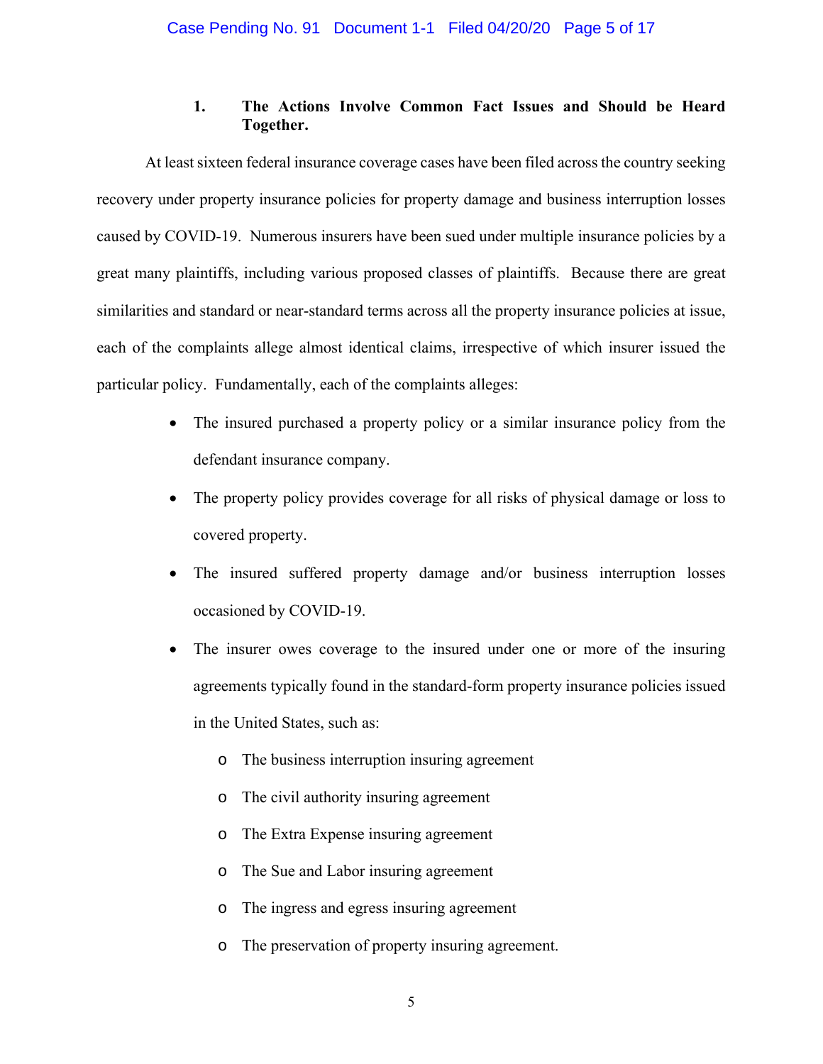### 1. The Actions Involve Common Fact Issues and Should be Heard Together.

At least sixteen federal insurance coverage cases have been filed across the country seeking recovery under property insurance policies for property damage and business interruption losses caused by COVID-19. Numerous insurers have been sued under multiple insurance policies by a great many plaintiffs, including various proposed classes of plaintiffs. Because there are great similarities and standard or near-standard terms across all the property insurance policies at issue, each of the complaints allege almost identical claims, irrespective of which insurer issued the particular policy. Fundamentally, each of the complaints alleges:

- The insured purchased a property policy or a similar insurance policy from the defendant insurance company.
- The property policy provides coverage for all risks of physical damage or loss to covered property.
- The insured suffered property damage and/or business interruption losses occasioned by COVID-19.
- The insurer owes coverage to the insured under one or more of the insuring agreements typically found in the standard-form property insurance policies issued in the United States, such as:
    - The business interruption insuring agreement
    - The civil authority insuring agreement
    - The Extra Expense insuring agreement
    - The Sue and Labor insuring agreement
    - The ingress and egress insuring agreement
    - The preservation of property insuring agreement.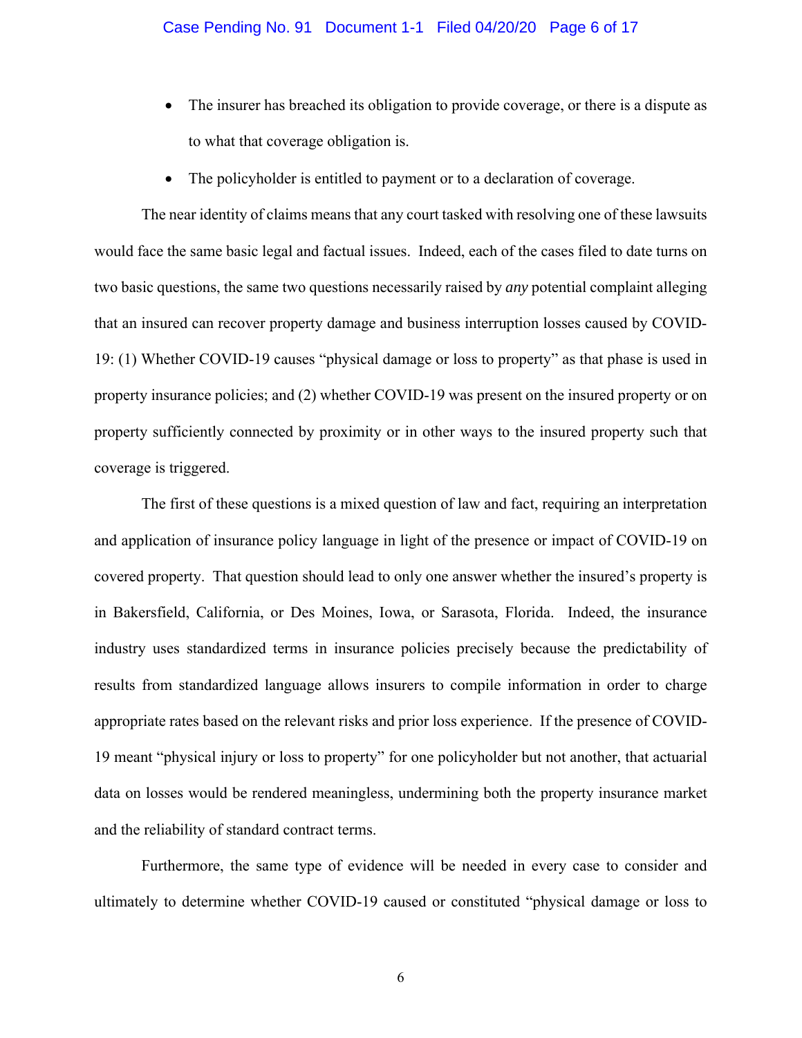- The insurer has breached its obligation to provide coverage, or there is a dispute as to what that coverage obligation is.
- The policyholder is entitled to payment or to a declaration of coverage.

The near identity of claims means that any court tasked with resolving one of these lawsuits would face the same basic legal and factual issues. Indeed, each of the cases filed to date turns on two basic questions, the same two questions necessarily raised by *any* potential complaint alleging that an insured can recover property damage and business interruption losses caused by COVID-19: (1) Whether COVID-19 causes "physical damage or loss to property" as that phase is used in property insurance policies; and (2) whether COVID-19 was present on the insured property or on property sufficiently connected by proximity or in other ways to the insured property such that coverage is triggered.

The first of these questions is a mixed question of law and fact, requiring an interpretation and application of insurance policy language in light of the presence or impact of COVID-19 on covered property. That question should lead to only one answer whether the insured's property is in Bakersfield, California, or Des Moines, Iowa, or Sarasota, Florida. Indeed, the insurance industry uses standardized terms in insurance policies precisely because the predictability of results from standardized language allows insurers to compile information in order to charge appropriate rates based on the relevant risks and prior loss experience. If the presence of COVID-19 meant "physical injury or loss to property" for one policyholder but not another, that actuarial data on losses would be rendered meaningless, undermining both the property insurance market and the reliability of standard contract terms.

Furthermore, the same type of evidence will be needed in every case to consider and ultimately to determine whether COVID-19 caused or constituted "physical damage or loss to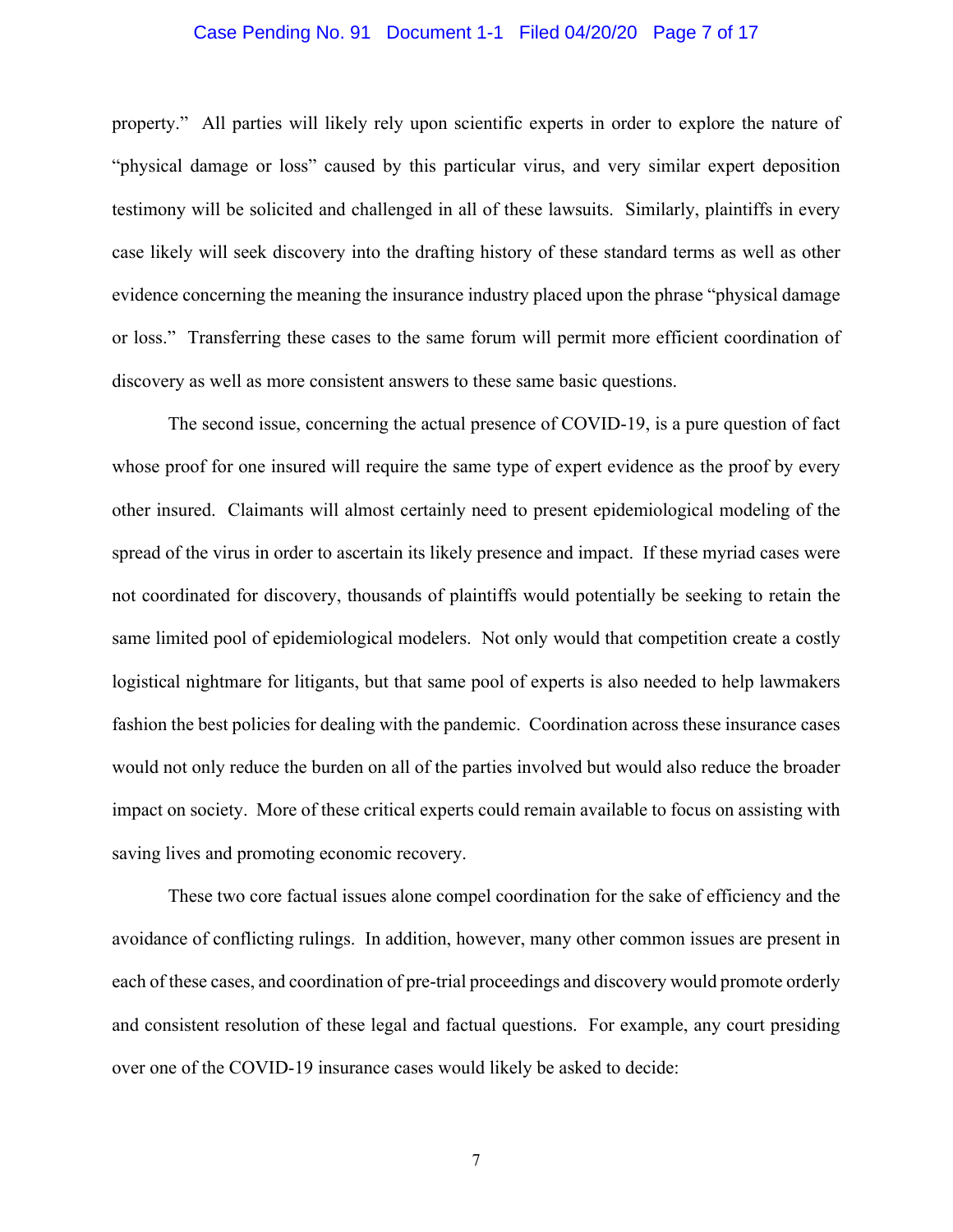property." All parties will likely rely upon scientific experts in order to explore the nature of "physical damage or loss" caused by this particular virus, and very similar expert deposition testimony will be solicited and challenged in all of these lawsuits. Similarly, plaintiffs in every case likely will seek discovery into the drafting history of these standard terms as well as other evidence concerning the meaning the insurance industry placed upon the phrase "physical damage or loss." Transferring these cases to the same forum will permit more efficient coordination of discovery as well as more consistent answers to these same basic questions.

The second issue, concerning the actual presence of COVID-19, is a pure question of fact whose proof for one insured will require the same type of expert evidence as the proof by every other insured. Claimants will almost certainly need to present epidemiological modeling of the spread of the virus in order to ascertain its likely presence and impact. If these myriad cases were not coordinated for discovery, thousands of plaintiffs would potentially be seeking to retain the same limited pool of epidemiological modelers. Not only would that competition create a costly logistical nightmare for litigants, but that same pool of experts is also needed to help lawmakers fashion the best policies for dealing with the pandemic. Coordination across these insurance cases would not only reduce the burden on all of the parties involved but would also reduce the broader impact on society. More of these critical experts could remain available to focus on assisting with saving lives and promoting economic recovery.

These two core factual issues alone compel coordination for the sake of efficiency and the avoidance of conflicting rulings. In addition, however, many other common issues are present in each of these cases, and coordination of pre-trial proceedings and discovery would promote orderly and consistent resolution of these legal and factual questions. For example, any court presiding over one of the COVID-19 insurance cases would likely be asked to decide: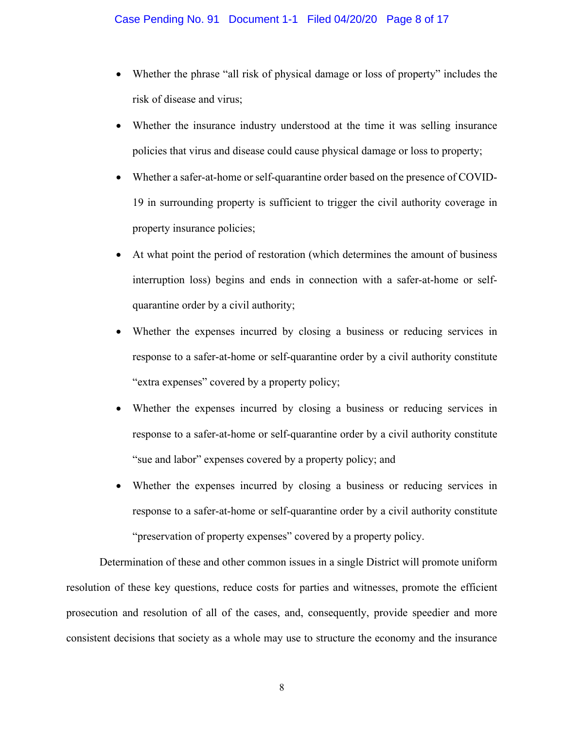- Whether the phrase "all risk of physical damage or loss of property" includes the risk of disease and virus;
- Whether the insurance industry understood at the time it was selling insurance policies that virus and disease could cause physical damage or loss to property;
- Whether a safer-at-home or self-quarantine order based on the presence of COVID-19 in surrounding property is sufficient to trigger the civil authority coverage in property insurance policies;
- At what point the period of restoration (which determines the amount of business interruption loss) begins and ends in connection with a safer-at-home or self-quarantine order by a civil authority;
- Whether the expenses incurred by closing a business or reducing services in response to a safer-at-home or self-quarantine order by a civil authority constitute "extra expenses" covered by a property policy;
- Whether the expenses incurred by closing a business or reducing services in response to a safer-at-home or self-quarantine order by a civil authority constitute "sue and labor" expenses covered by a property policy; and
- Whether the expenses incurred by closing a business or reducing services in response to a safer-at-home or self-quarantine order by a civil authority constitute "preservation of property expenses" covered by a property policy.

Determination of these and other common issues in a single District will promote uniform resolution of these key questions, reduce costs for parties and witnesses, promote the efficient prosecution and resolution of all of the cases, and, consequently, provide speedier and more consistent decisions that society as a whole may use to structure the economy and the insurance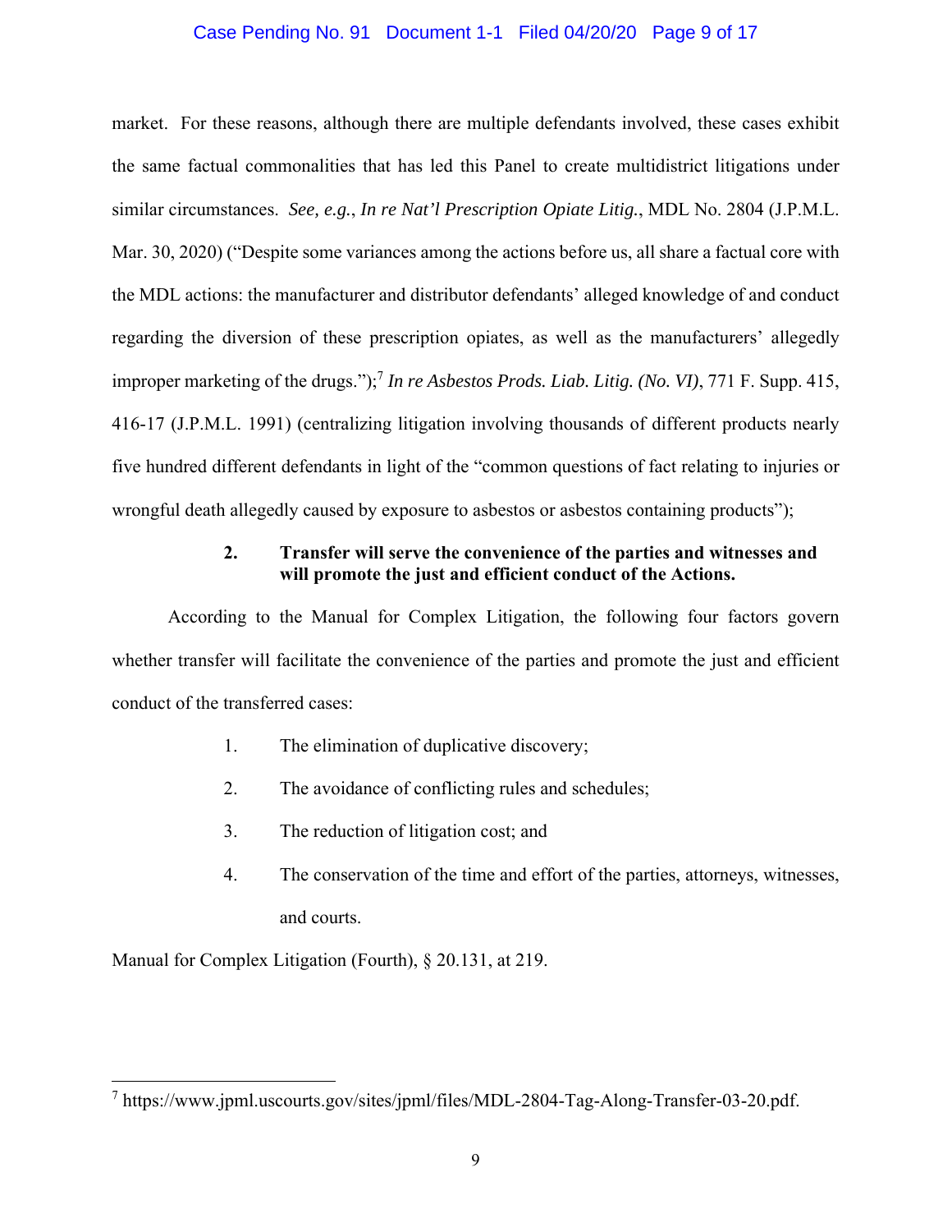market. For these reasons, although there are multiple defendants involved, these cases exhibit the same factual commonalities that has led this Panel to create multidistrict litigations under similar circumstances. *See, e.g.*, *In re Nat'l Prescription Opiate Litig.*, MDL No. 2804 (J.P.M.L. Mar. 30, 2020) ("Despite some variances among the actions before us, all share a factual core with the MDL actions: the manufacturer and distributor defendants' alleged knowledge of and conduct regarding the diversion of these prescription opiates, as well as the manufacturers' allegedly improper marketing of the drugs.");[7] *In re Asbestos Prods. Liab. Litig. (No. VI)*, 771 F. Supp. 415, 416-17 (J.P.M.L. 1991) (centralizing litigation involving thousands of different products nearly five hundred different defendants in light of the "common questions of fact relating to injuries or wrongful death allegedly caused by exposure to asbestos or asbestos containing products");

**2. Transfer will serve the convenience of the parties and witnesses and will promote the just and efficient conduct of the Actions.**

According to the Manual for Complex Litigation, the following four factors govern whether transfer will facilitate the convenience of the parties and promote the just and efficient conduct of the transferred cases:

1. The elimination of duplicative discovery;
2. The avoidance of conflicting rules and schedules;
3. The reduction of litigation cost; and
4. The conservation of the time and effort of the parties, attorneys, witnesses, and courts.

Manual for Complex Litigation (Fourth), § 20.131, at 219.

---

[7] https://www.jpml.uscourts.gov/sites/jpml/files/MDL-2804-Tag-Along-Transfer-03-20.pdf.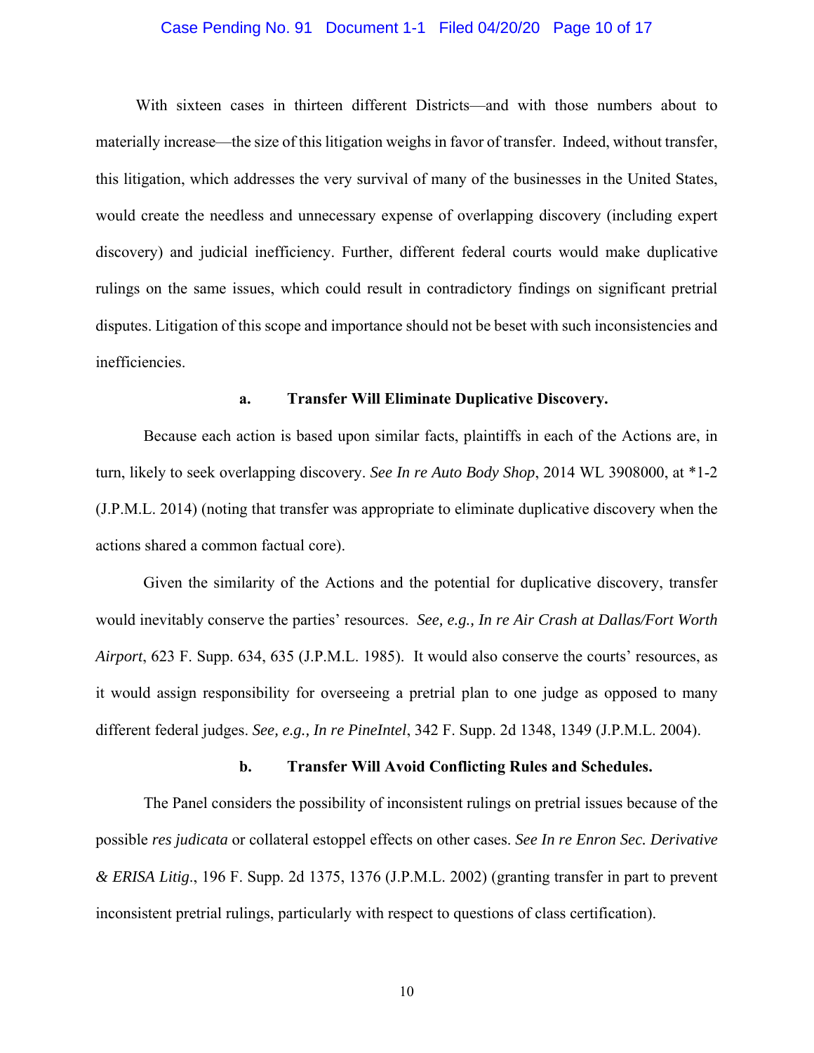With sixteen cases in thirteen different Districts—and with those numbers about to materially increase—the size of this litigation weighs in favor of transfer. Indeed, without transfer, this litigation, which addresses the very survival of many of the businesses in the United States, would create the needless and unnecessary expense of overlapping discovery (including expert discovery) and judicial inefficiency. Further, different federal courts would make duplicative rulings on the same issues, which could result in contradictory findings on significant pretrial disputes. Litigation of this scope and importance should not be beset with such inconsistencies and inefficiencies.

**a. Transfer Will Eliminate Duplicative Discovery.**

Because each action is based upon similar facts, plaintiffs in each of the Actions are, in turn, likely to seek overlapping discovery. *See In re Auto Body Shop*, 2014 WL 3908000, at *1-2 (J.P.M.L. 2014) (noting that transfer was appropriate to eliminate duplicative discovery when the actions shared a common factual core).

Given the similarity of the Actions and the potential for duplicative discovery, transfer would inevitably conserve the parties' resources. *See, e.g., In re Air Crash at Dallas/Fort Worth Airport*, 623 F. Supp. 634, 635 (J.P.M.L. 1985). It would also conserve the courts' resources, as it would assign responsibility for overseeing a pretrial plan to one judge as opposed to many different federal judges. *See, e.g., In re PineIntel*, 342 F. Supp. 2d 1348, 1349 (J.P.M.L. 2004).

**b. Transfer Will Avoid Conflicting Rules and Schedules.**

The Panel considers the possibility of inconsistent rulings on pretrial issues because of the possible *res judicata* or collateral estoppel effects on other cases. *See In re Enron Sec. Derivative & ERISA Litig.*, 196 F. Supp. 2d 1375, 1376 (J.P.M.L. 2002) (granting transfer in part to prevent inconsistent pretrial rulings, particularly with respect to questions of class certification).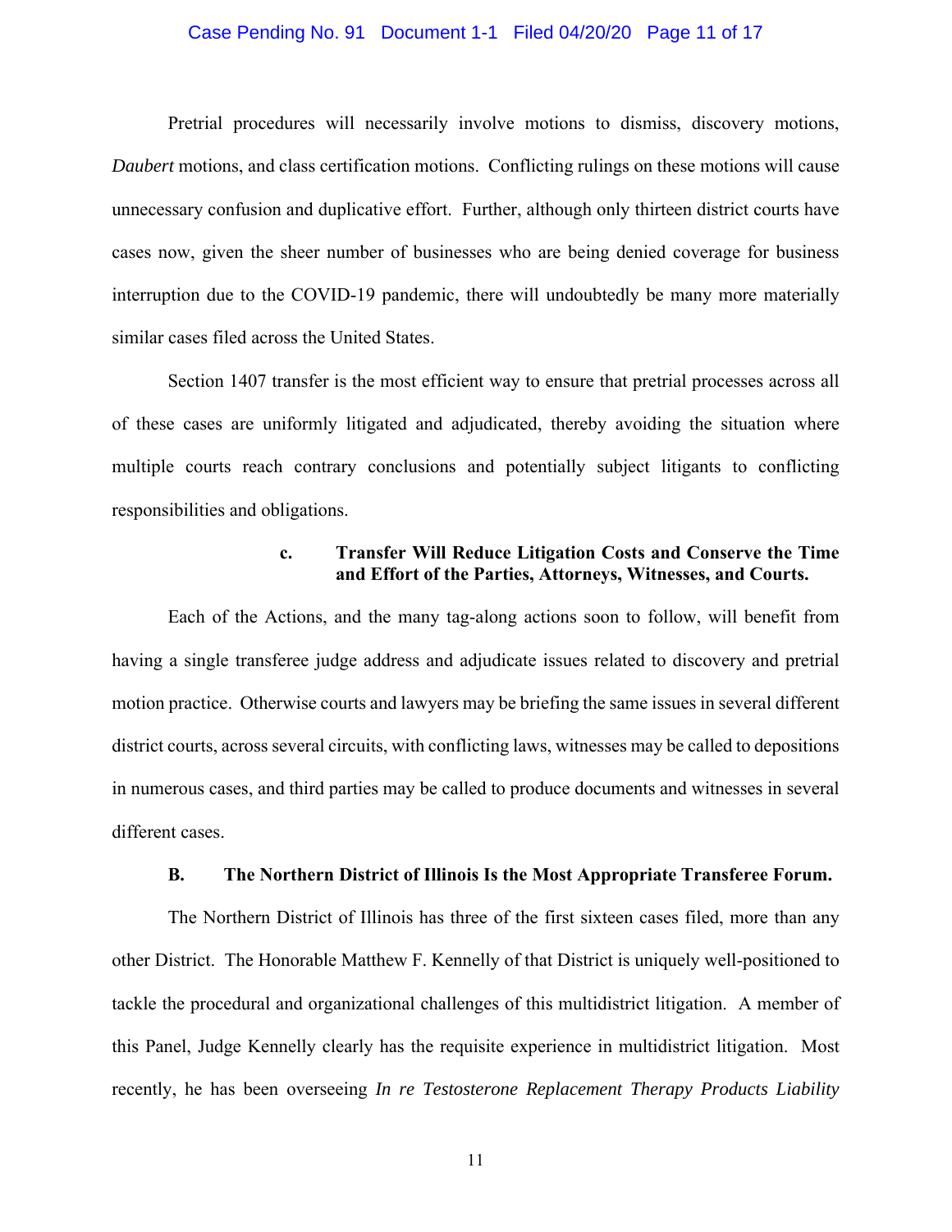Pretrial procedures will necessarily involve motions to dismiss, discovery motions, *Daubert* motions, and class certification motions. Conflicting rulings on these motions will cause unnecessary confusion and duplicative effort. Further, although only thirteen district courts have cases now, given the sheer number of businesses who are being denied coverage for business interruption due to the COVID-19 pandemic, there will undoubtedly be many more materially similar cases filed across the United States.

Section 1407 transfer is the most efficient way to ensure that pretrial processes across all of these cases are uniformly litigated and adjudicated, thereby avoiding the situation where multiple courts reach contrary conclusions and potentially subject litigants to conflicting responsibilities and obligations.

#### c. Transfer Will Reduce Litigation Costs and Conserve the Time and Effort of the Parties, Attorneys, Witnesses, and Courts.

Each of the Actions, and the many tag-along actions soon to follow, will benefit from having a single transferee judge address and adjudicate issues related to discovery and pretrial motion practice. Otherwise courts and lawyers may be briefing the same issues in several different district courts, across several circuits, with conflicting laws, witnesses may be called to depositions in numerous cases, and third parties may be called to produce documents and witnesses in several different cases.

### B. The Northern District of Illinois Is the Most Appropriate Transferee Forum.

The Northern District of Illinois has three of the first sixteen cases filed, more than any other District. The Honorable Matthew F. Kennelly of that District is uniquely well-positioned to tackle the procedural and organizational challenges of this multidistrict litigation. A member of this Panel, Judge Kennelly clearly has the requisite experience in multidistrict litigation. Most recently, he has been overseeing *In re Testosterone Replacement Therapy Products Liability*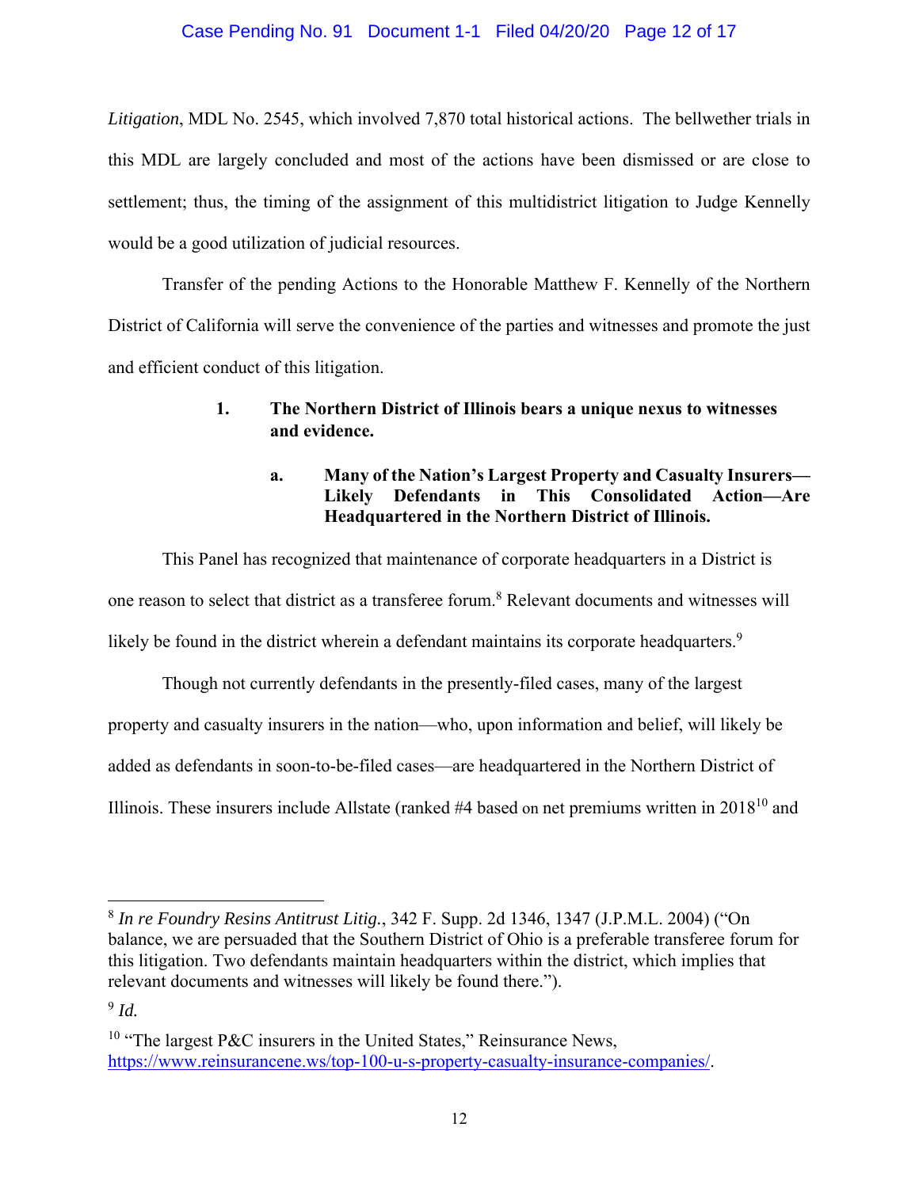*Litigation*, MDL No. 2545, which involved 7,870 total historical actions. The bellwether trials in this MDL are largely concluded and most of the actions have been dismissed or are close to settlement; thus, the timing of the assignment of this multidistrict litigation to Judge Kennelly would be a good utilization of judicial resources.

Transfer of the pending Actions to the Honorable Matthew F. Kennelly of the Northern District of California will serve the convenience of the parties and witnesses and promote the just and efficient conduct of this litigation.

**1. The Northern District of Illinois bears a unique nexus to witnesses and evidence.**

**a. Many of the Nation's Largest Property and Casualty Insurers—Likely Defendants in This Consolidated Action—Are Headquartered in the Northern District of Illinois.**

This Panel has recognized that maintenance of corporate headquarters in a District is one reason to select that district as a transferee forum.[8] Relevant documents and witnesses will likely be found in the district wherein a defendant maintains its corporate headquarters.[9]

Though not currently defendants in the presently-filed cases, many of the largest property and casualty insurers in the nation—who, upon information and belief, will likely be added as defendants in soon-to-be-filed cases—are headquartered in the Northern District of Illinois. These insurers include Allstate (ranked #4 based on net premiums written in 2018[10] and

---

[8] *In re Foundry Resins Antitrust Litig.*, 342 F. Supp. 2d 1346, 1347 (J.P.M.L. 2004) ("On balance, we are persuaded that the Southern District of Ohio is a preferable transferee forum for this litigation. Two defendants maintain headquarters within the district, which implies that relevant documents and witnesses will likely be found there.").

[9] *Id.*

[10] "The largest P&C insurers in the United States," Reinsurance News, https://www.reinsurancene.ws/top-100-u-s-property-casualty-insurance-companies/.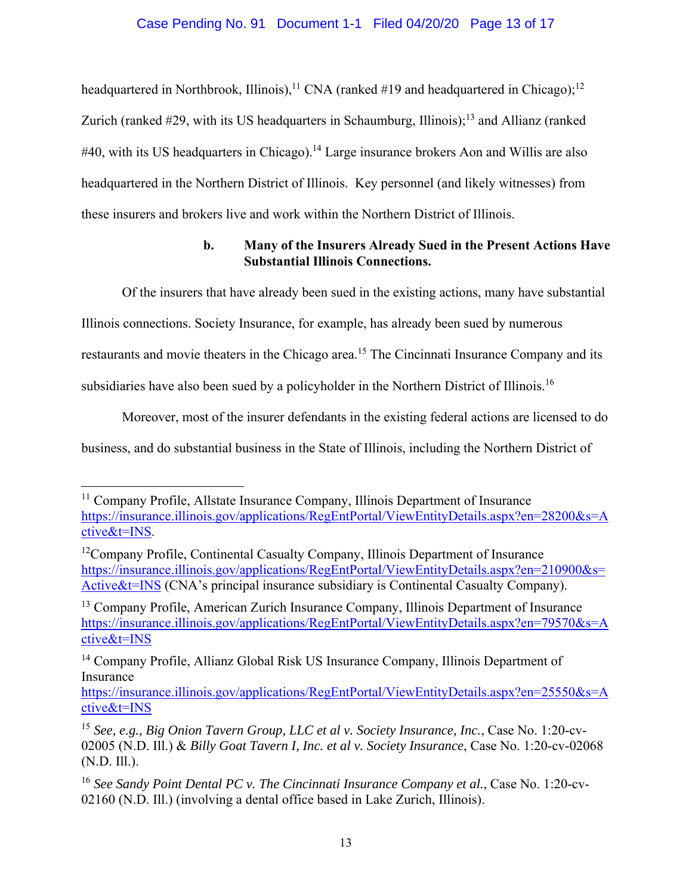headquartered in Northbrook, Illinois),[11] CNA (ranked #19 and headquartered in Chicago);[12] Zurich (ranked #29, with its US headquarters in Schaumburg, Illinois);[13] and Allianz (ranked #40, with its US headquarters in Chicago).[14] Large insurance brokers Aon and Willis are also headquartered in the Northern District of Illinois. Key personnel (and likely witnesses) from these insurers and brokers live and work within the Northern District of Illinois.

**b. Many of the Insurers Already Sued in the Present Actions Have Substantial Illinois Connections.**

Of the insurers that have already been sued in the existing actions, many have substantial Illinois connections. Society Insurance, for example, has already been sued by numerous restaurants and movie theaters in the Chicago area.[15] The Cincinnati Insurance Company and its subsidiaries have also been sued by a policyholder in the Northern District of Illinois.[16]

Moreover, most of the insurer defendants in the existing federal actions are licensed to do business, and do substantial business in the State of Illinois, including the Northern District of

---

[11] Company Profile, Allstate Insurance Company, Illinois Department of Insurance https://insurance.illinois.gov/applications/RegEntPortal/ViewEntityDetails.aspx?en=28200&s=Active&t=INS.

[12] Company Profile, Continental Casualty Company, Illinois Department of Insurance https://insurance.illinois.gov/applications/RegEntPortal/ViewEntityDetails.aspx?en=210900&s=Active&t=INS (CNA's principal insurance subsidiary is Continental Casualty Company).

[13] Company Profile, American Zurich Insurance Company, Illinois Department of Insurance https://insurance.illinois.gov/applications/RegEntPortal/ViewEntityDetails.aspx?en=79570&s=Active&t=INS

[14] Company Profile, Allianz Global Risk US Insurance Company, Illinois Department of Insurance https://insurance.illinois.gov/applications/RegEntPortal/ViewEntityDetails.aspx?en=25550&s=Active&t=INS

[15] *See, e.g., Big Onion Tavern Group, LLC et al v. Society Insurance, Inc.*, Case No. 1:20-cv-02005 (N.D. Ill.) & *Billy Goat Tavern I, Inc. et al v. Society Insurance*, Case No. 1:20-cv-02068 (N.D. Ill.).

[16] *See Sandy Point Dental PC v. The Cincinnati Insurance Company et al.*, Case No. 1:20-cv-02160 (N.D. Ill.) (involving a dental office based in Lake Zurich, Illinois).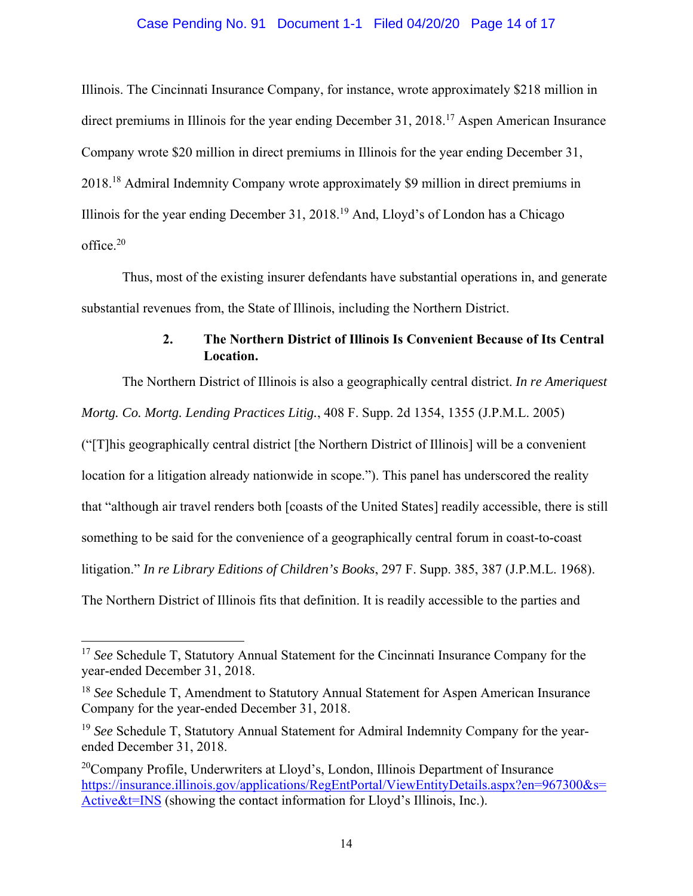Illinois. The Cincinnati Insurance Company, for instance, wrote approximately $218 million in direct premiums in Illinois for the year ending December 31, 2018.[17] Aspen American Insurance Company wrote $20 million in direct premiums in Illinois for the year ending December 31, 2018.[18] Admiral Indemnity Company wrote approximately $9 million in direct premiums in Illinois for the year ending December 31, 2018.[19] And, Lloyd's of London has a Chicago office.[20]

Thus, most of the existing insurer defendants have substantial operations in, and generate substantial revenues from, the State of Illinois, including the Northern District.

**2. The Northern District of Illinois Is Convenient Because of Its Central Location.**

The Northern District of Illinois is also a geographically central district. *In re Ameriquest Mortg. Co. Mortg. Lending Practices Litig.*, 408 F. Supp. 2d 1354, 1355 (J.P.M.L. 2005) ("[T]his geographically central district [the Northern District of Illinois] will be a convenient location for a litigation already nationwide in scope."). This panel has underscored the reality that "although air travel renders both [coasts of the United States] readily accessible, there is still something to be said for the convenience of a geographically central forum in coast-to-coast litigation." *In re Library Editions of Children's Books*, 297 F. Supp. 385, 387 (J.P.M.L. 1968). The Northern District of Illinois fits that definition. It is readily accessible to the parties and

---

[17] *See* Schedule T, Statutory Annual Statement for the Cincinnati Insurance Company for the year-ended December 31, 2018.

[18] *See* Schedule T, Amendment to Statutory Annual Statement for Aspen American Insurance Company for the year-ended December 31, 2018.

[19] *See* Schedule T, Statutory Annual Statement for Admiral Indemnity Company for the year-ended December 31, 2018.

[20] Company Profile, Underwriters at Lloyd's, London, Illinois Department of Insurance https://insurance.illinois.gov/applications/RegEntPortal/ViewEntityDetails.aspx?en=967300&s=Active&t=INS (showing the contact information for Lloyd's Illinois, Inc.).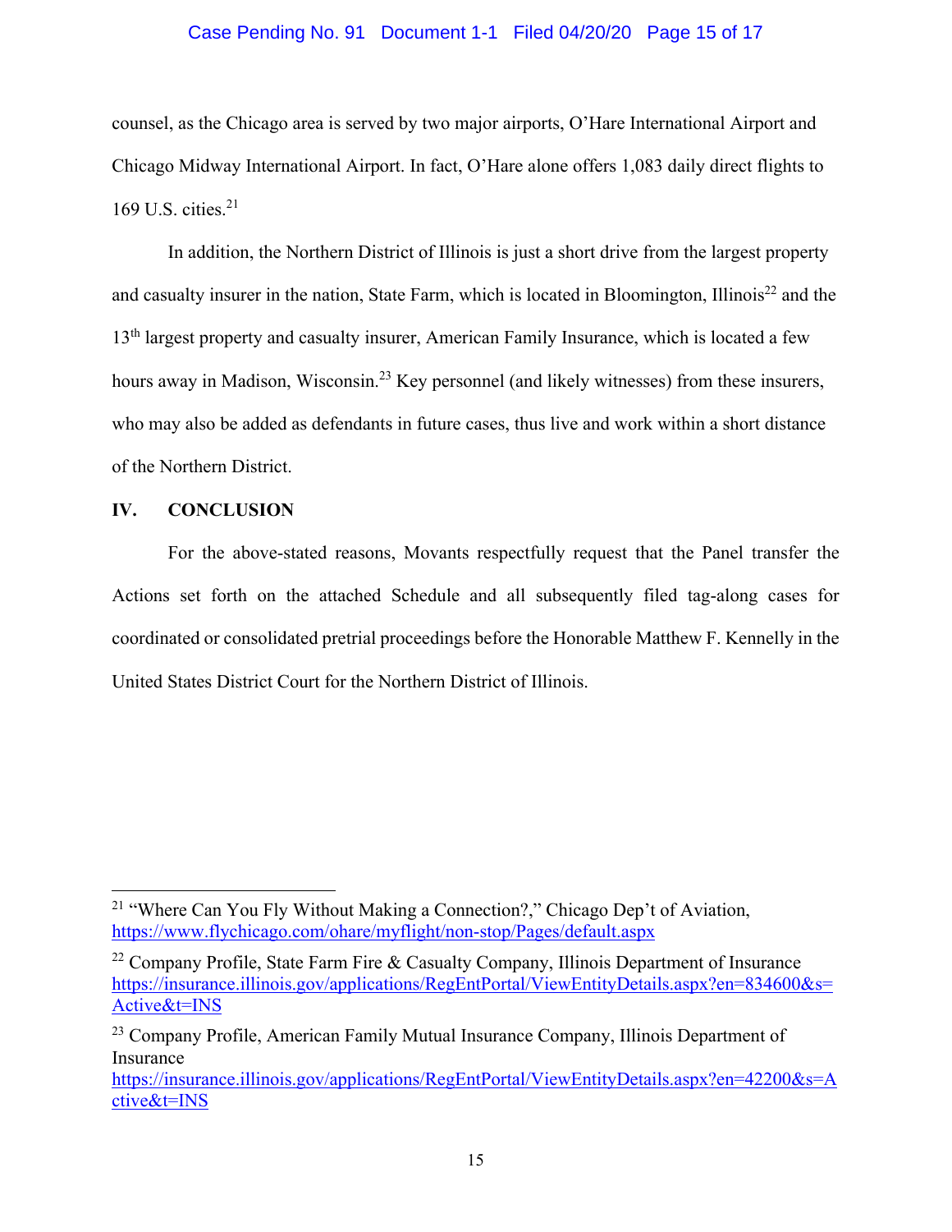counsel, as the Chicago area is served by two major airports, O'Hare International Airport and Chicago Midway International Airport. In fact, O'Hare alone offers 1,083 daily direct flights to 169 U.S. cities.[21]

In addition, the Northern District of Illinois is just a short drive from the largest property and casualty insurer in the nation, State Farm, which is located in Bloomington, Illinois[22] and the 13th largest property and casualty insurer, American Family Insurance, which is located a few hours away in Madison, Wisconsin.[23] Key personnel (and likely witnesses) from these insurers, who may also be added as defendants in future cases, thus live and work within a short distance of the Northern District.

## IV. CONCLUSION

For the above-stated reasons, Movants respectfully request that the Panel transfer the Actions set forth on the attached Schedule and all subsequently filed tag-along cases for coordinated or consolidated pretrial proceedings before the Honorable Matthew F. Kennelly in the United States District Court for the Northern District of Illinois.

---

[21] "Where Can You Fly Without Making a Connection?," Chicago Dep't of Aviation, https://www.flychicago.com/ohare/myflight/non-stop/Pages/default.aspx

[22] Company Profile, State Farm Fire & Casualty Company, Illinois Department of Insurance https://insurance.illinois.gov/applications/RegEntPortal/ViewEntityDetails.aspx?en=834600&s=Active&t=INS

[23] Company Profile, American Family Mutual Insurance Company, Illinois Department of Insurance https://insurance.illinois.gov/applications/RegEntPortal/ViewEntityDetails.aspx?en=42200&s=Active&t=INS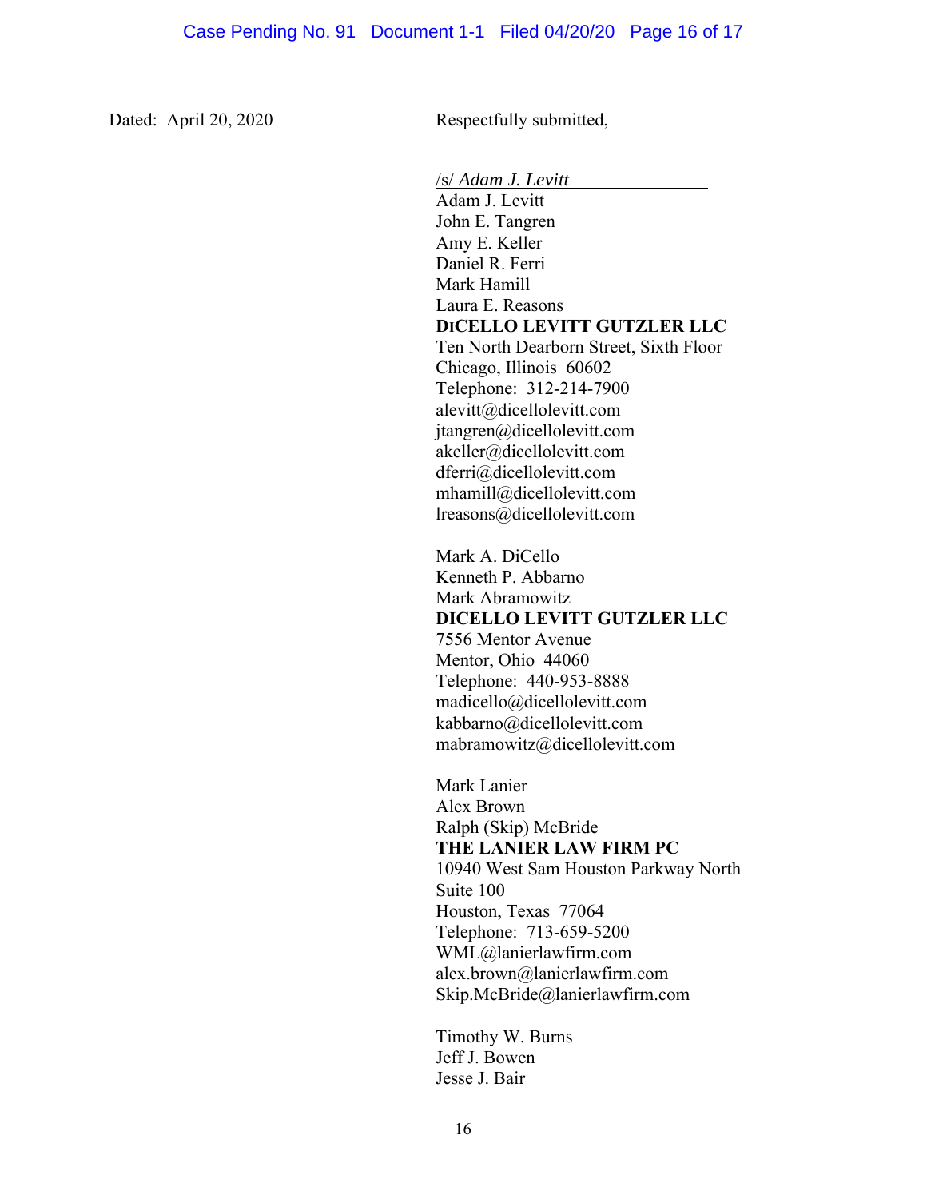Dated: April 20, 2020

Respectfully submitted,

/s/ *Adam J. Levitt*

Adam J. Levitt
John E. Tangren
Amy E. Keller
Daniel R. Ferri
Mark Hamill
Laura E. Reasons
**DICELLO LEVITT GUTZLER LLC**
Ten North Dearborn Street, Sixth Floor
Chicago, Illinois 60602
Telephone: 312-214-7900
alevitt@dicellolevitt.com
jtangren@dicellolevitt.com
akeller@dicellolevitt.com
dferri@dicellolevitt.com
mhamill@dicellolevitt.com
lreasons@dicellolevitt.com

Mark A. DiCello
Kenneth P. Abbarno
Mark Abramowitz
**DICELLO LEVITT GUTZLER LLC**
7556 Mentor Avenue
Mentor, Ohio 44060
Telephone: 440-953-8888
madicello@dicellolevitt.com
kabbarno@dicellolevitt.com
mabramowitz@dicellolevitt.com

Mark Lanier
Alex Brown
Ralph (Skip) McBride
**THE LANIER LAW FIRM PC**
10940 West Sam Houston Parkway North
Suite 100
Houston, Texas 77064
Telephone: 713-659-5200
WML@lanierlawfirm.com
alex.brown@lanierlawfirm.com
Skip.McBride@lanierlawfirm.com

Timothy W. Burns
Jeff J. Bowen
Jesse J. Bair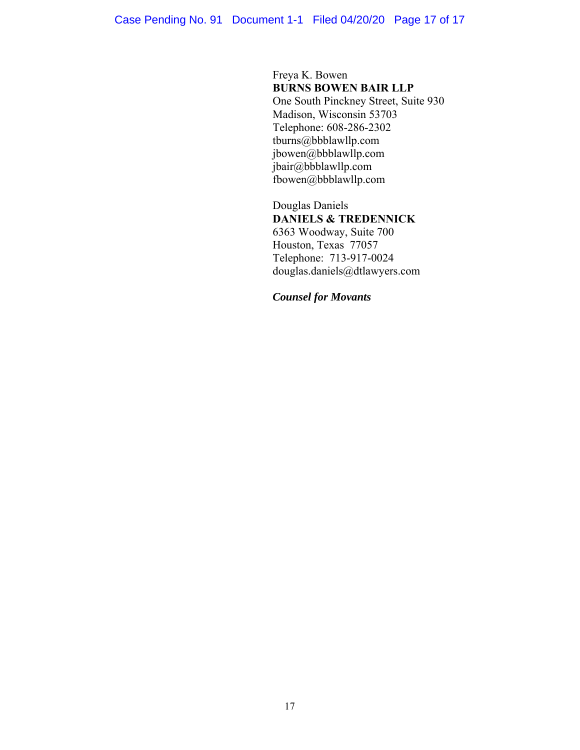Freya K. Bowen  
**BURNS BOWEN BAIR LLP**  
One South Pinckney Street, Suite 930  
Madison, Wisconsin 53703  
Telephone: 608-286-2302  
tburns@bbblawllp.com  
jbowen@bbblawllp.com  
jbair@bbblawllp.com  
fbowen@bbblawllp.com

Douglas Daniels  
**DANIELS & TREDENNICK**  
6363 Woodway, Suite 700  
Houston, Texas 77057  
Telephone: 713-917-0024  
douglas.daniels@dtlawyers.com

***Counsel for Movants***